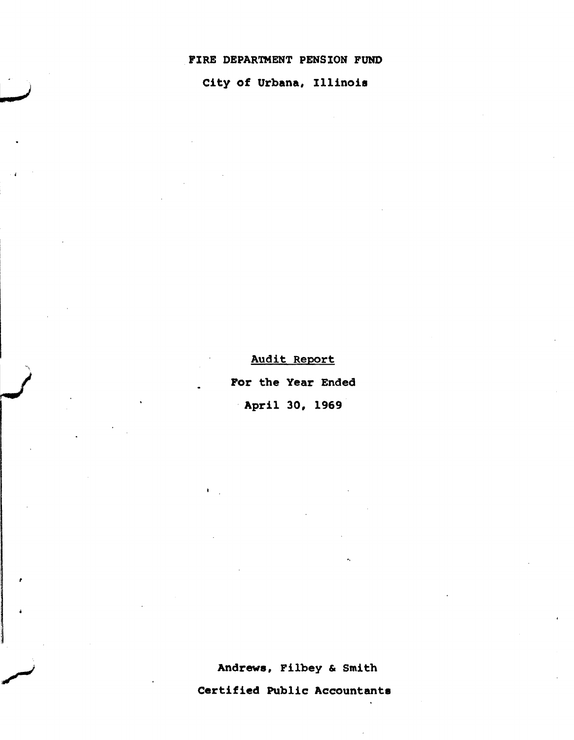# FIRE DEPARTMENT PENSION FUND

## City of Urbana, Illinois

Audit Report

**For the Year Ended**

**April 30, 1969**

**Andrews, Filbey & Smith**

**Certified Public Accountants**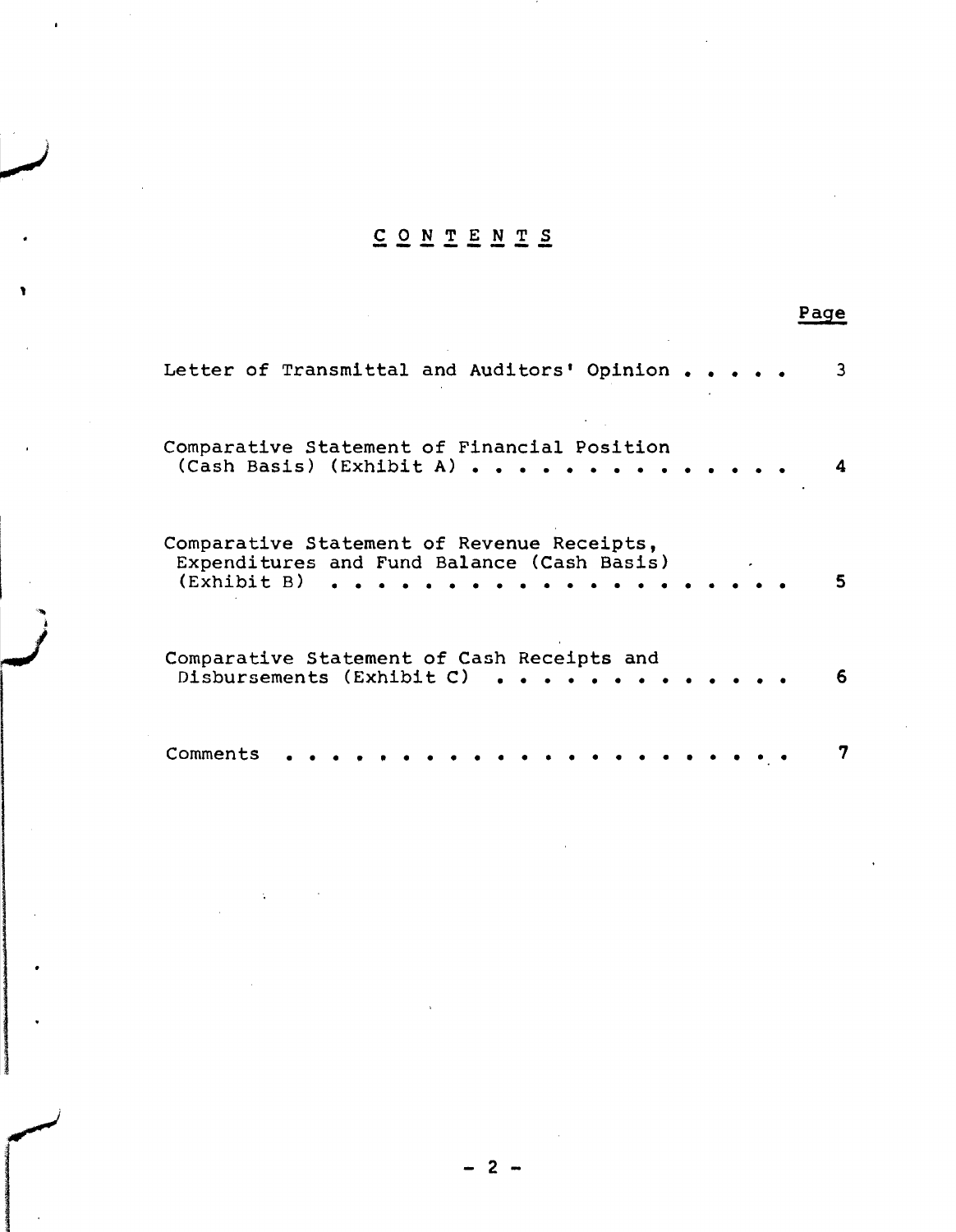# C O N T E N T S

| | Page |
|---|---|
| Letter of Transmittal and Auditors' Opinion | 3 |
| Comparative Statement of Financial Position (Cash Basis) (Exhibit A) | 4 |
| Comparative Statement of Revenue Receipts, Expenditures and Fund Balance (Cash Basis) (Exhibit B) | 5 |
| Comparative Statement of Cash Receipts and Disbursements (Exhibit C) | 6 |
| Comments | 7 |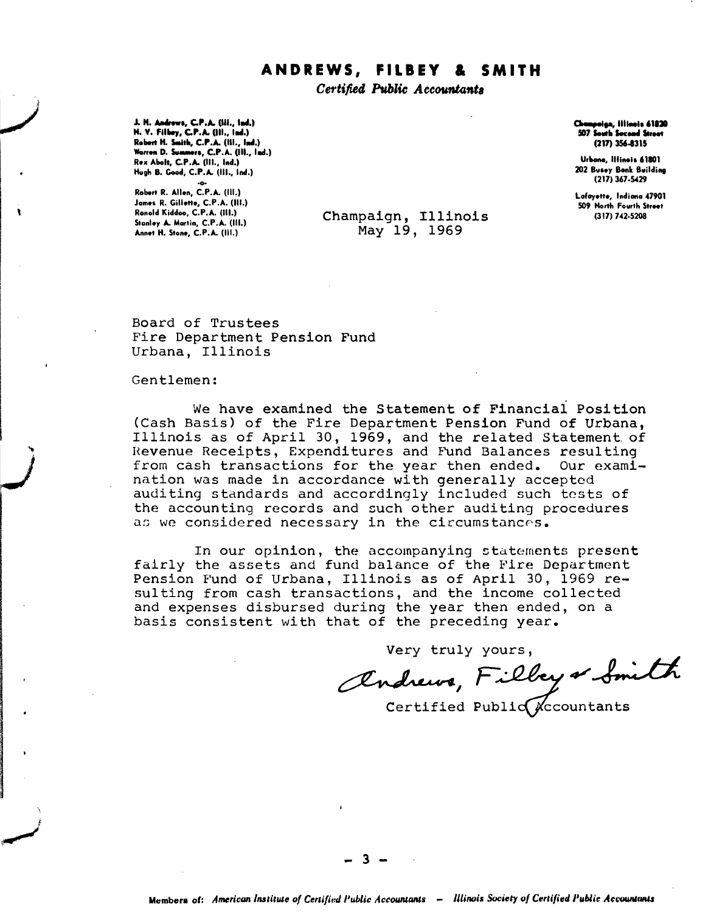# ANDREWS, FILBEY & SMITH

*Certified Public Accountants*

J. H. Andrews, C.P.A. (Ill., Ind.)
N. V. Filbey, C.P.A. (Ill., Ind.)
Robert H. Smith, C.P.A. (Ill., Ind.)
Warren D. Summers, C.P.A. (Ill., Ind.)
Rex Abolt, C.P.A. (Ill., Ind.)
Hugh B. Good, C.P.A. (Ill., Ind.)

-o-

Robert R. Allen, C.P.A. (Ill.)
James R. Gillette, C.P.A. (Ill.)
Ronald Kiddoo, C.P.A. (Ill.)
Stanley A. Martin, C.P.A. (Ill.)
Annet H. Stone, C.P.A. (Ill.)

Champaign, Illinois 61820
507 South Second Street
(217) 356-8315

Urbana, Illinois 61801
202 Busey Bank Building
(217) 367-5429

Lafayette, Indiana 47901
509 North Fourth Street
(317) 742-5208

Champaign, Illinois
May 19, 1969

Board of Trustees
Fire Department Pension Fund
Urbana, Illinois

Gentlemen:

We have examined the Statement of Financial Position (Cash Basis) of the Fire Department Pension Fund of Urbana, Illinois as of April 30, 1969, and the related Statement of Revenue Receipts, Expenditures and Fund Balances resulting from cash transactions for the year then ended. Our examination was made in accordance with generally accepted auditing standards and accordingly included such tests of the accounting records and such other auditing procedures as we considered necessary in the circumstances.

In our opinion, the accompanying statements present fairly the assets and fund balance of the Fire Department Pension Fund of Urbana, Illinois as of April 30, 1969 resulting from cash transactions, and the income collected and expenses disbursed during the year then ended, on a basis consistent with that of the preceding year.

Very truly yours,

Andrews, Filbey & Smith

Certified Public Accountants

Members of: *American Institute of Certified Public Accountants – Illinois Society of Certified Public Accountants*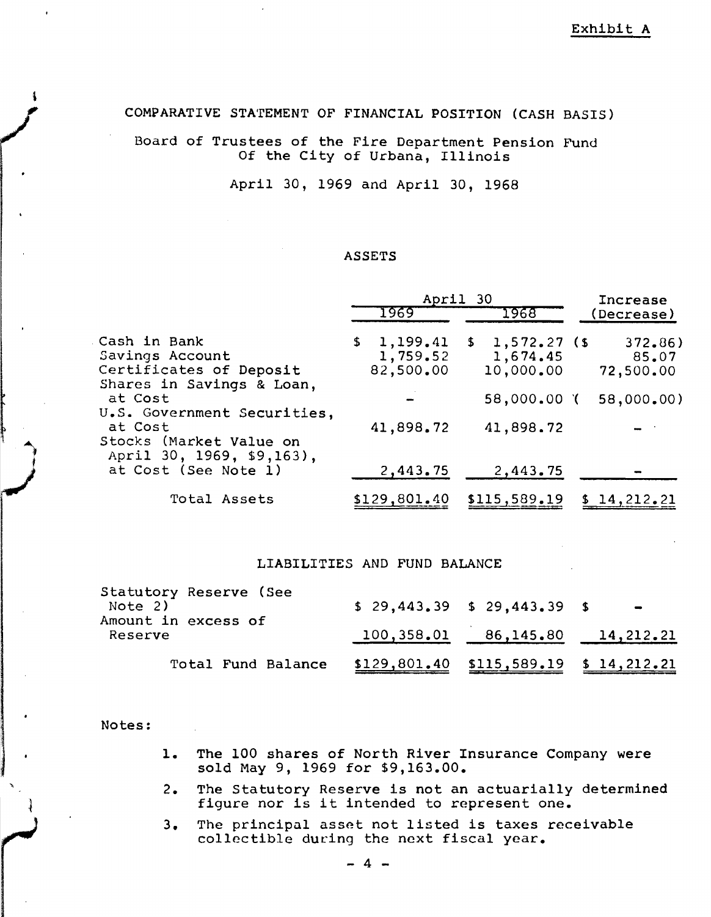Exhibit A

# COMPARATIVE STATEMENT OF FINANCIAL POSITION (CASH BASIS)

Board of Trustees of the Fire Department Pension Fund
Of the City of Urbana, Illinois

April 30, 1969 and April 30, 1968

## ASSETS

| | April 30 1969 | April 30 1968 | Increase (Decrease) |
|---|---|---|---|
| Cash in Bank | $ 1,199.41 | $ 1,572.27 | ($ 372.86) |
| Savings Account | 1,759.52 | 1,674.45 | 85.07 |
| Certificates of Deposit | 82,500.00 | 10,000.00 | 72,500.00 |
| Shares in Savings & Loan, at Cost | - | 58,000.00 | ( 58,000.00) |
| U.S. Government Securities, at Cost | 41,898.72 | 41,898.72 | - |
| Stocks (Market Value on April 30, 1969, $9,163), at Cost (See Note 1) | 2,443.75 | 2,443.75 | - |
| Total Assets | $129,801.40 | $115,589.19 | $ 14,212.21 |

## LIABILITIES AND FUND BALANCE

| | 1969 | 1968 | Increase (Decrease) |
|---|---|---|---|
| Statutory Reserve (See Note 2) | $ 29,443.39 | $ 29,443.39 | $ - |
| Amount in excess of Reserve | 100,358.01 | 86,145.80 | 14,212.21 |
| Total Fund Balance | $129,801.40 | $115,589.19 | $ 14,212.21 |

Notes:

1. The 100 shares of North River Insurance Company were sold May 9, 1969 for $9,163.00.
2. The Statutory Reserve is not an actuarially determined figure nor is it intended to represent one.
3. The principal asset not listed is taxes receivable collectible during the next fiscal year.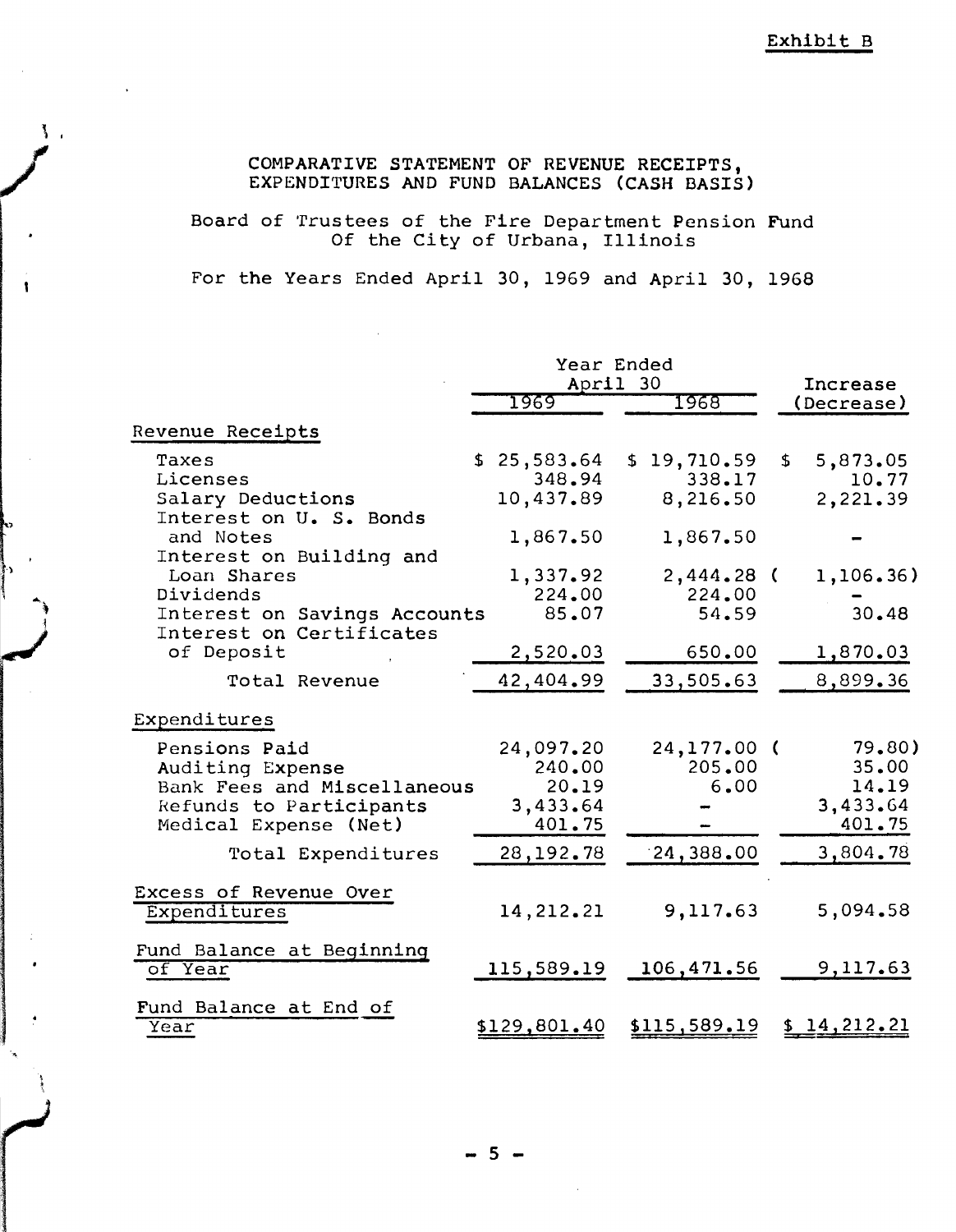Exhibit B

# COMPARATIVE STATEMENT OF REVENUE RECEIPTS, EXPENDITURES AND FUND BALANCES (CASH BASIS)

Board of Trustees of the Fire Department Pension Fund
Of the City of Urbana, Illinois

For the Years Ended April 30, 1969 and April 30, 1968

| | Year Ended April 30 | | Increase |
|---|---|---|---|
| | 1969 | 1968 | (Decrease) |
| **Revenue Receipts** | | | |
| Taxes | $ 25,583.64 | $ 19,710.59 | $ 5,873.05 |
| Licenses | 348.94 | 338.17 | 10.77 |
| Salary Deductions | 10,437.89 | 8,216.50 | 2,221.39 |
| Interest on U. S. Bonds and Notes | 1,867.50 | 1,867.50 | - |
| Interest on Building and Loan Shares | 1,337.92 | 2,444.28 | ( 1,106.36) |
| Dividends | 224.00 | 224.00 | - |
| Interest on Savings Accounts | 85.07 | 54.59 | 30.48 |
| Interest on Certificates of Deposit | 2,520.03 | 650.00 | 1,870.03 |
| Total Revenue | 42,404.99 | 33,505.63 | 8,899.36 |
| **Expenditures** | | | |
| Pensions Paid | 24,097.20 | 24,177.00 | ( 79.80) |
| Auditing Expense | 240.00 | 205.00 | 35.00 |
| Bank Fees and Miscellaneous | 20.19 | 6.00 | 14.19 |
| Refunds to Participants | 3,433.64 | - | 3,433.64 |
| Medical Expense (Net) | 401.75 | - | 401.75 |
| Total Expenditures | 28,192.78 | 24,388.00 | 3,804.78 |
| **Excess of Revenue Over Expenditures** | 14,212.21 | 9,117.63 | 5,094.58 |
| **Fund Balance at Beginning of Year** | 115,589.19 | 106,471.56 | 9,117.63 |
| **Fund Balance at End of Year** | $129,801.40 | $115,589.19 | $ 14,212.21 |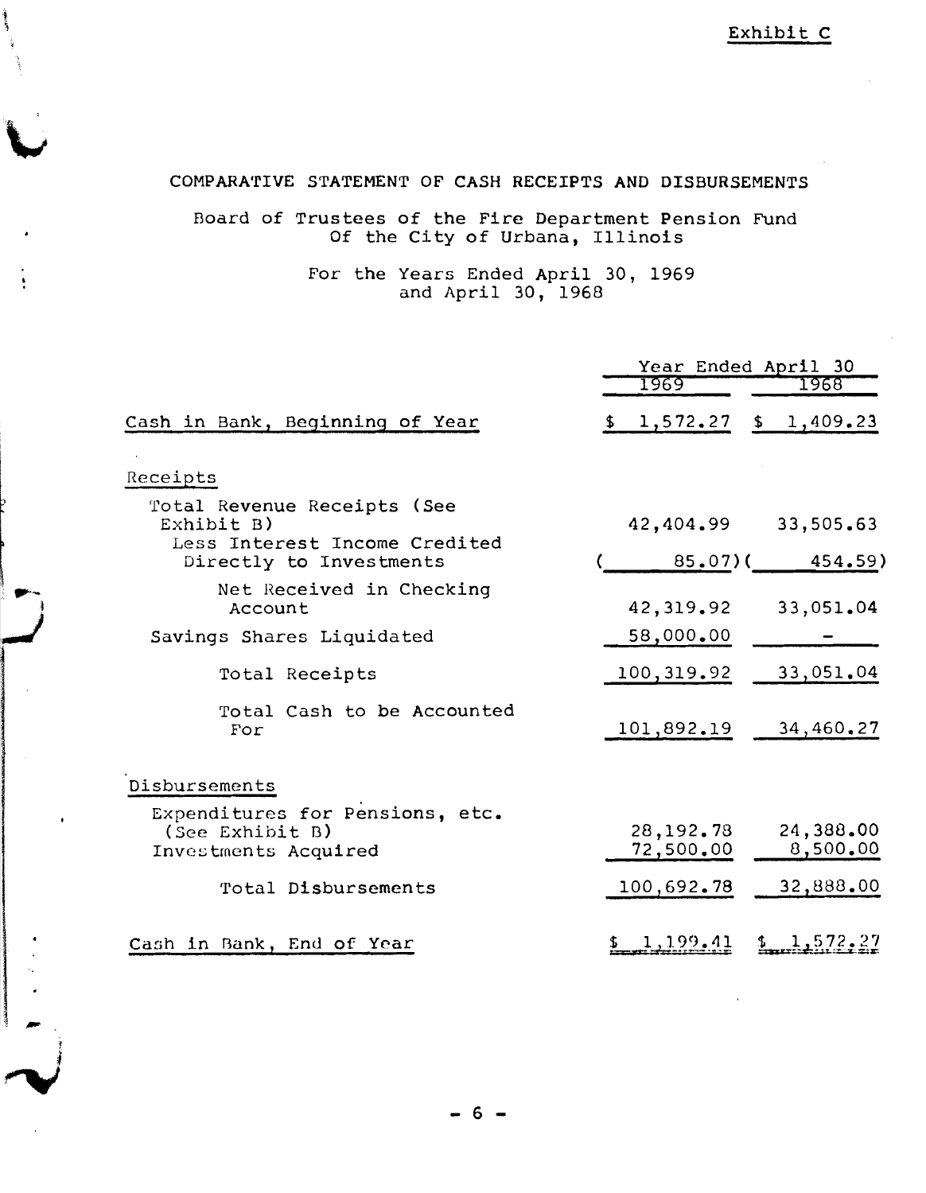Exhibit C

# COMPARATIVE STATEMENT OF CASH RECEIPTS AND DISBURSEMENTS

Board of Trustees of the Fire Department Pension Fund
Of the City of Urbana, Illinois

For the Years Ended April 30, 1969
and April 30, 1968

| | Year Ended April 30 | |
|---|---|---|
| | 1969 | 1968 |
| Cash in Bank, Beginning of Year | $ 1,572.27 | $ 1,409.23 |
| **Receipts** | | |
| Total Revenue Receipts (See Exhibit B) | 42,404.99 | 33,505.63 |
| Less Interest Income Credited Directly to Investments | ( 85.07) | ( 454.59) |
| Net Received in Checking Account | 42,319.92 | 33,051.04 |
| Savings Shares Liquidated | 58,000.00 | - |
| Total Receipts | 100,319.92 | 33,051.04 |
| Total Cash to be Accounted For | 101,892.19 | 34,460.27 |
| **Disbursements** | | |
| Expenditures for Pensions, etc. (See Exhibit B) | 28,192.78 | 24,388.00 |
| Investments Acquired | 72,500.00 | 8,500.00 |
| Total Disbursements | 100,692.78 | 32,888.00 |
| Cash in Bank, End of Year | $ 1,199.41 | $ 1,572.27 |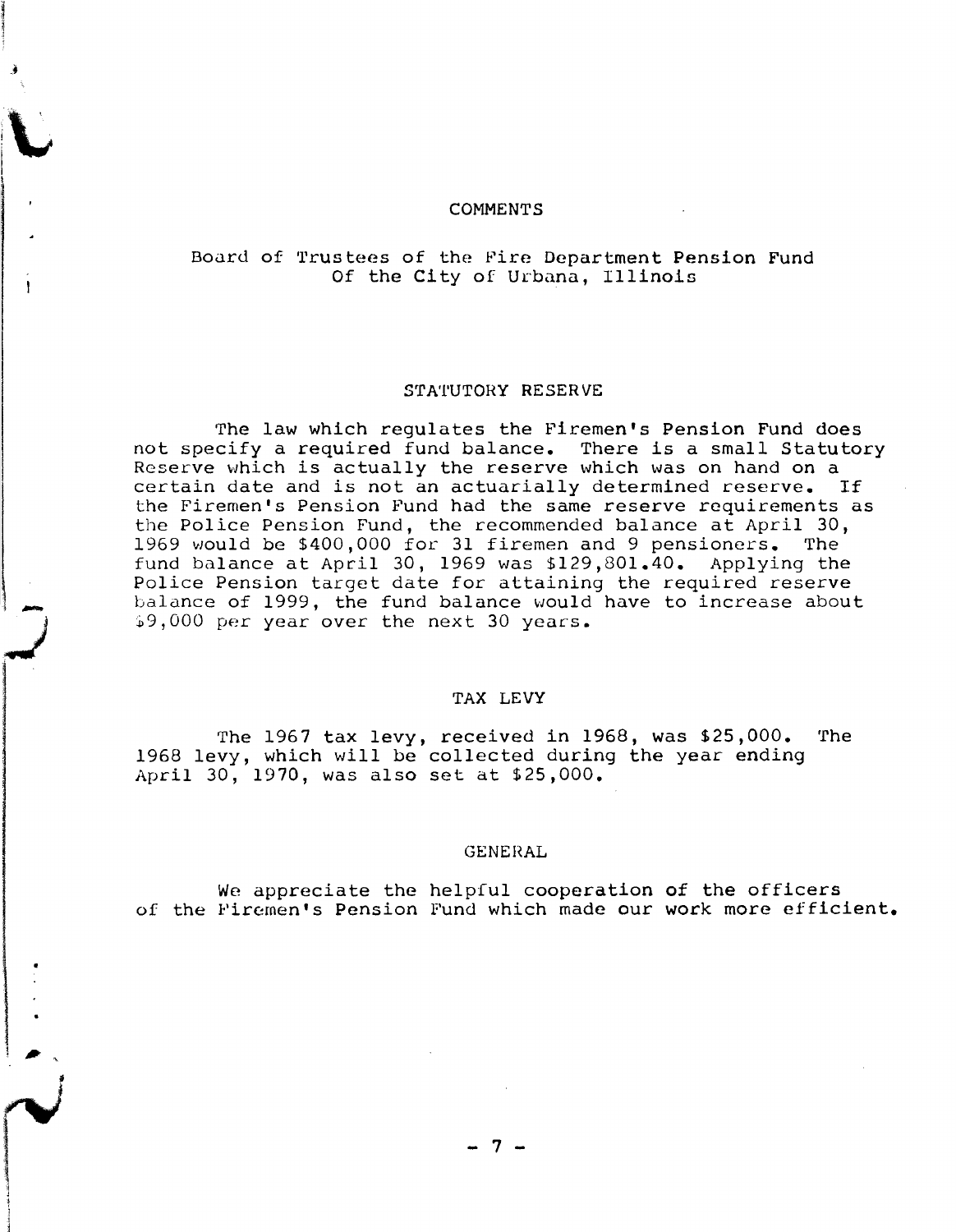# COMMENTS

Board of Trustees of the Fire Department Pension Fund
Of the City of Urbana, Illinois

## STATUTORY RESERVE

The law which regulates the Firemen's Pension Fund does not specify a required fund balance. There is a small Statutory Reserve which is actually the reserve which was on hand on a certain date and is not an actuarially determined reserve. If the Firemen's Pension Fund had the same reserve requirements as the Police Pension Fund, the recommended balance at April 30, 1969 would be $400,000 for 31 firemen and 9 pensioners. The fund balance at April 30, 1969 was $129,801.40. Applying the Police Pension target date for attaining the required reserve balance of 1999, the fund balance would have to increase about $9,000 per year over the next 30 years.

## TAX LEVY

The 1967 tax levy, received in 1968, was $25,000. The 1968 levy, which will be collected during the year ending April 30, 1970, was also set at $25,000.

## GENERAL

We appreciate the helpful cooperation of the officers of the Firemen's Pension Fund which made our work more efficient.